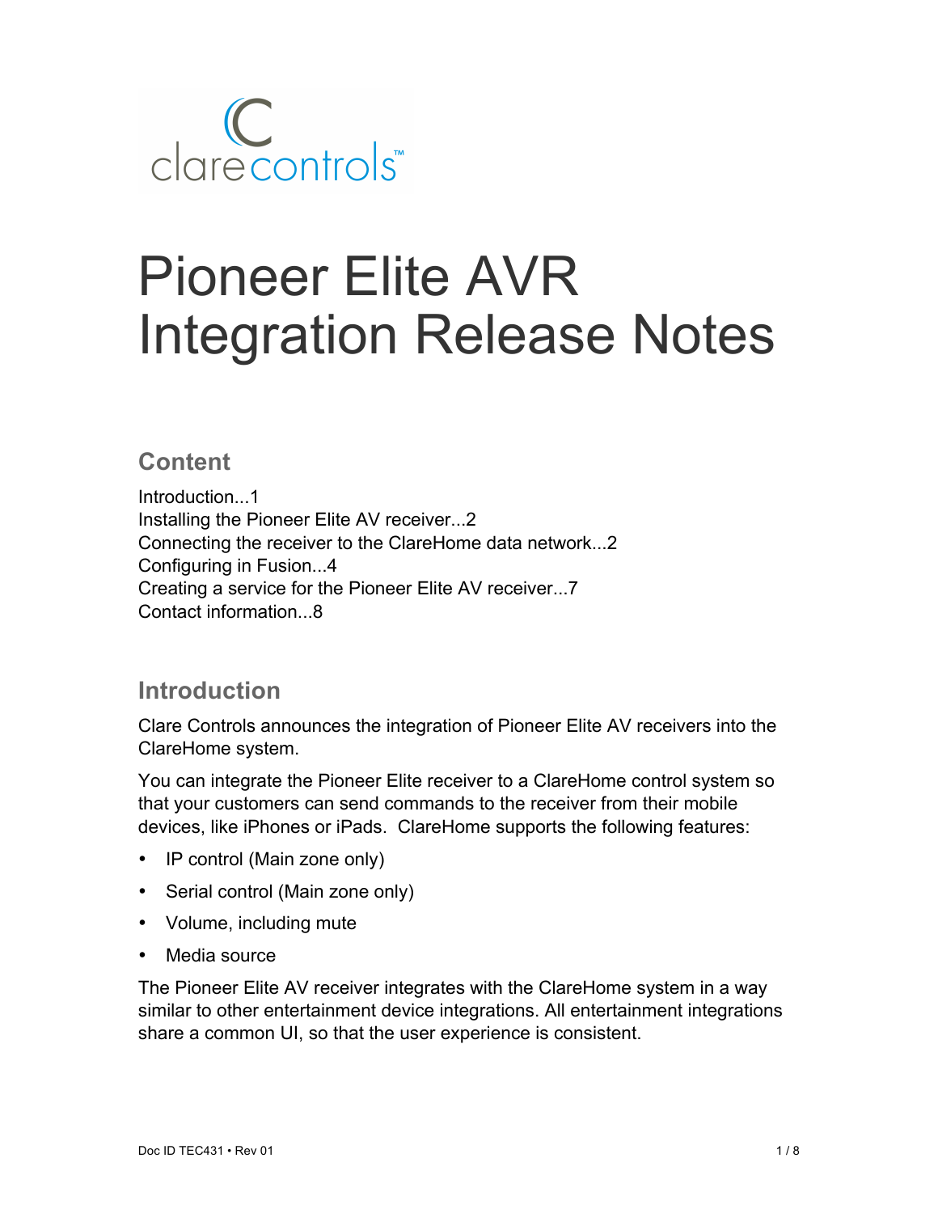# Pioneer Elite AVR Integration Release Notes

## Content

Introduction...1
Installing the Pioneer Elite AV receiver...2
Connecting the receiver to the ClareHome data network...2
Configuring in Fusion...4
Creating a service for the Pioneer Elite AV receiver...7
Contact information...8

## Introduction

Clare Controls announces the integration of Pioneer Elite AV receivers into the ClareHome system.

You can integrate the Pioneer Elite receiver to a ClareHome control system so that your customers can send commands to the receiver from their mobile devices, like iPhones or iPads. ClareHome supports the following features:

- IP control (Main zone only)
- Serial control (Main zone only)
- Volume, including mute
- Media source

The Pioneer Elite AV receiver integrates with the ClareHome system in a way similar to other entertainment device integrations. All entertainment integrations share a common UI, so that the user experience is consistent.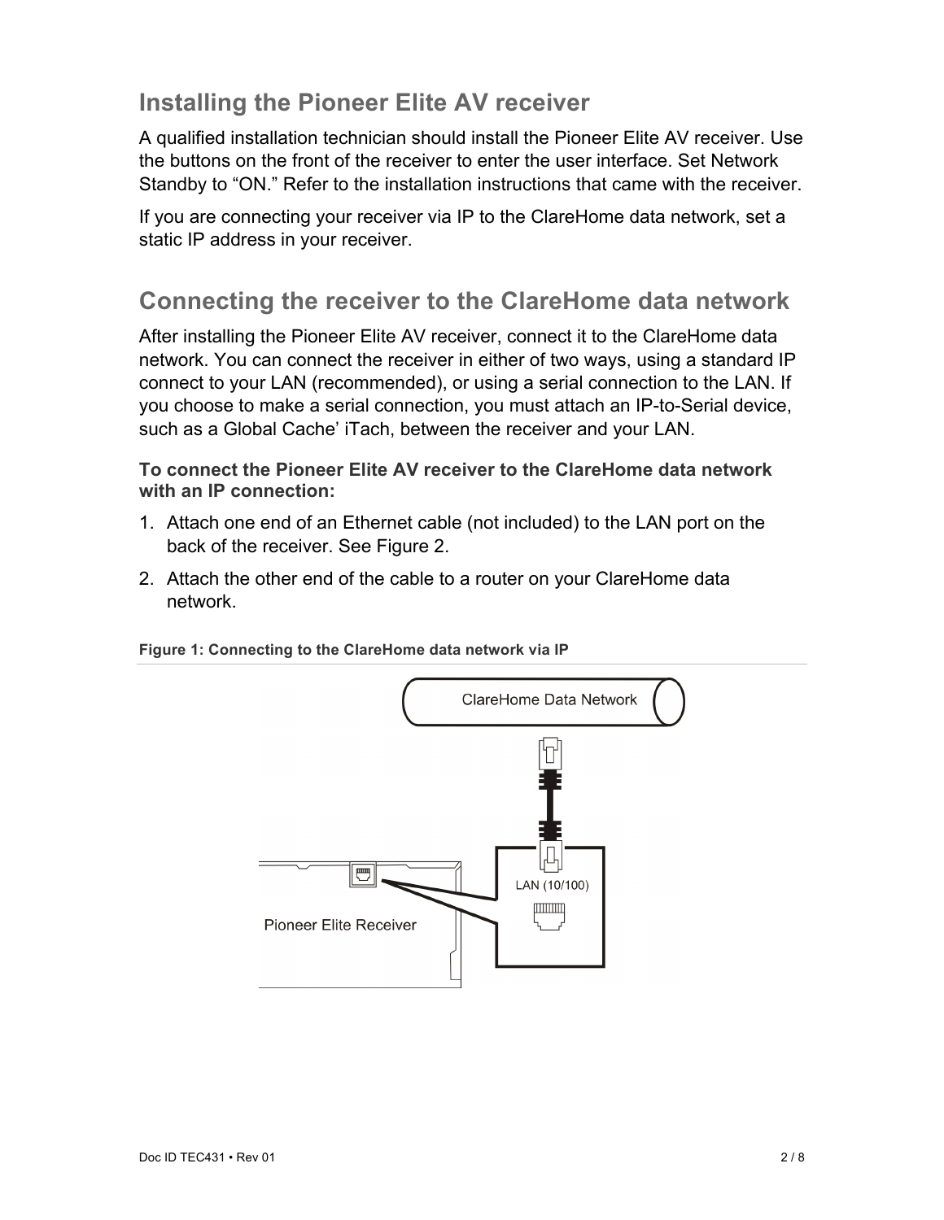## Installing the Pioneer Elite AV receiver

A qualified installation technician should install the Pioneer Elite AV receiver. Use the buttons on the front of the receiver to enter the user interface. Set Network Standby to "ON." Refer to the installation instructions that came with the receiver.

If you are connecting your receiver via IP to the ClareHome data network, set a static IP address in your receiver.

## Connecting the receiver to the ClareHome data network

After installing the Pioneer Elite AV receiver, connect it to the ClareHome data network. You can connect the receiver in either of two ways, using a standard IP connect to your LAN (recommended), or using a serial connection to the LAN. If you choose to make a serial connection, you must attach an IP-to-Serial device, such as a Global Cache' iTach, between the receiver and your LAN.

**To connect the Pioneer Elite AV receiver to the ClareHome data network with an IP connection:**

1. Attach one end of an Ethernet cable (not included) to the LAN port on the back of the receiver. See Figure 2.
2. Attach the other end of the cable to a router on your ClareHome data network.

**Figure 1: Connecting to the ClareHome data network via IP**

ClareHome Data Network

LAN (10/100)

Pioneer Elite Receiver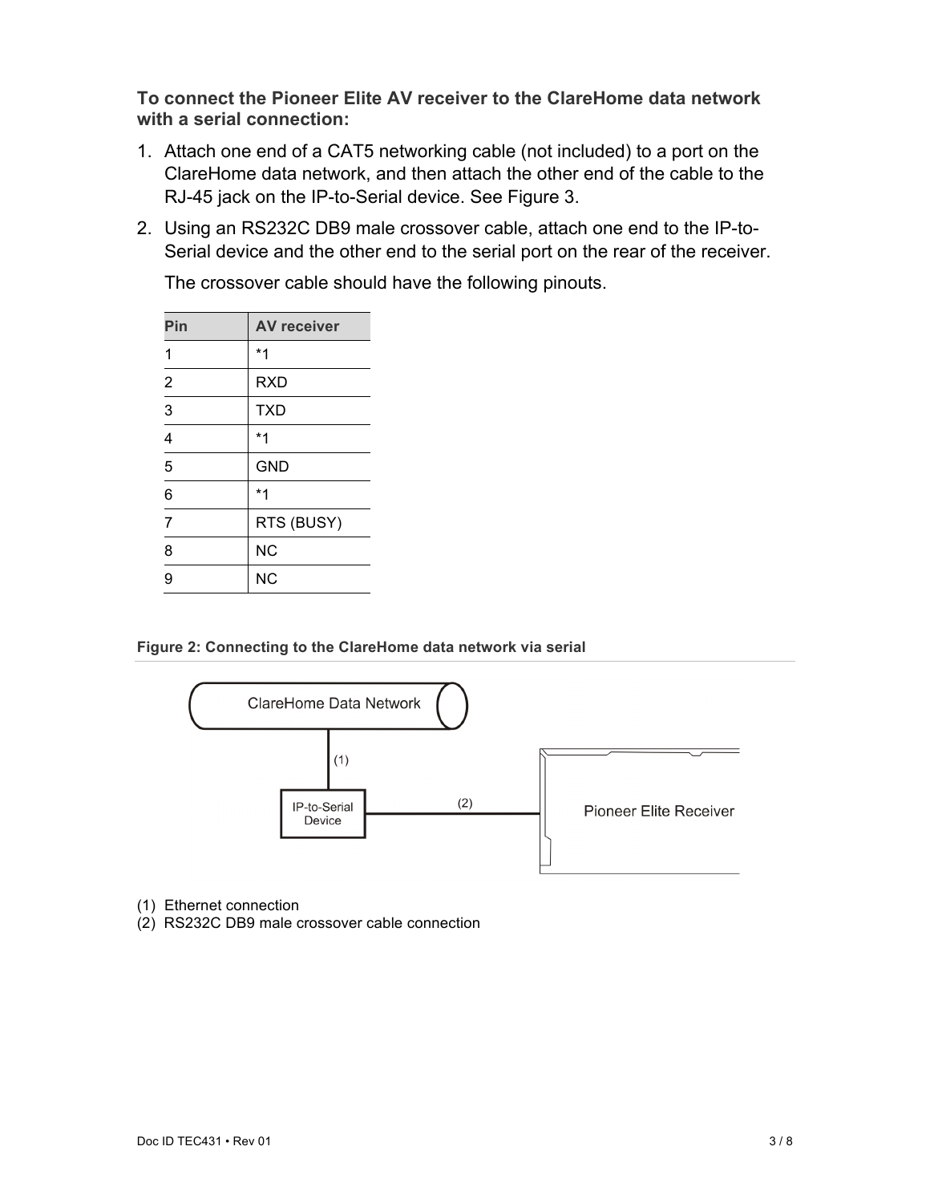**To connect the Pioneer Elite AV receiver to the ClareHome data network with a serial connection:**

1. Attach one end of a CAT5 networking cable (not included) to a port on the ClareHome data network, and then attach the other end of the cable to the RJ-45 jack on the IP-to-Serial device. See Figure 3.
2. Using an RS232C DB9 male crossover cable, attach one end to the IP-to-Serial device and the other end to the serial port on the rear of the receiver.

   The crossover cable should have the following pinouts.

| Pin | AV receiver |
| --- | --- |
| 1 | *1 |
| 2 | RXD |
| 3 | TXD |
| 4 | *1 |
| 5 | GND |
| 6 | *1 |
| 7 | RTS (BUSY) |
| 8 | NC |
| 9 | NC |

**Figure 2: Connecting to the ClareHome data network via serial**

ClareHome Data Network

(1)

IP-to-Serial Device

(2)

Pioneer Elite Receiver

(1) Ethernet connection
(2) RS232C DB9 male crossover cable connection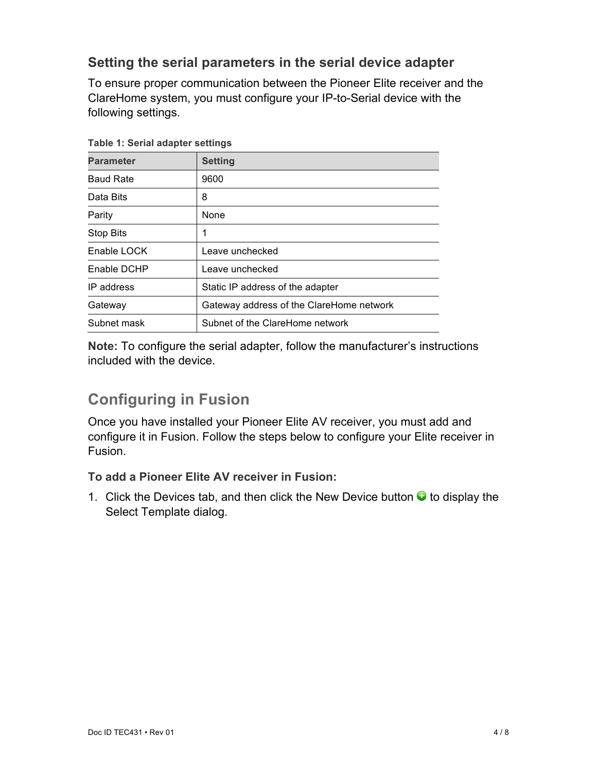### Setting the serial parameters in the serial device adapter

To ensure proper communication between the Pioneer Elite receiver and the ClareHome system, you must configure your IP-to-Serial device with the following settings.

**Table 1: Serial adapter settings**

| Parameter | Setting |
| --- | --- |
| Baud Rate | 9600 |
| Data Bits | 8 |
| Parity | None |
| Stop Bits | 1 |
| Enable LOCK | Leave unchecked |
| Enable DCHP | Leave unchecked |
| IP address | Static IP address of the adapter |
| Gateway | Gateway address of the ClareHome network |
| Subnet mask | Subnet of the ClareHome network |

**Note:** To configure the serial adapter, follow the manufacturer's instructions included with the device.

## Configuring in Fusion

Once you have installed your Pioneer Elite AV receiver, you must add and configure it in Fusion. Follow the steps below to configure your Elite receiver in Fusion.

**To add a Pioneer Elite AV receiver in Fusion:**

1. Click the Devices tab, and then click the New Device button to display the Select Template dialog.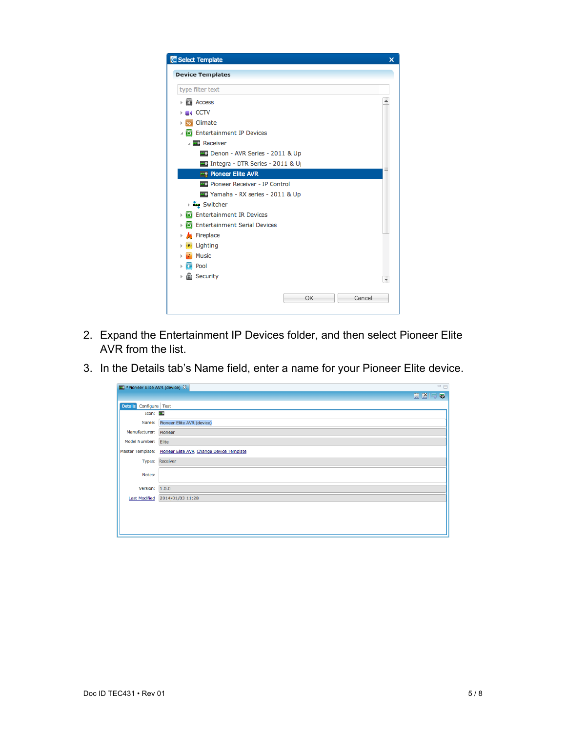2. Expand the Entertainment IP Devices folder, and then select Pioneer Elite AVR from the list.
3. In the Details tab's Name field, enter a name for your Pioneer Elite device.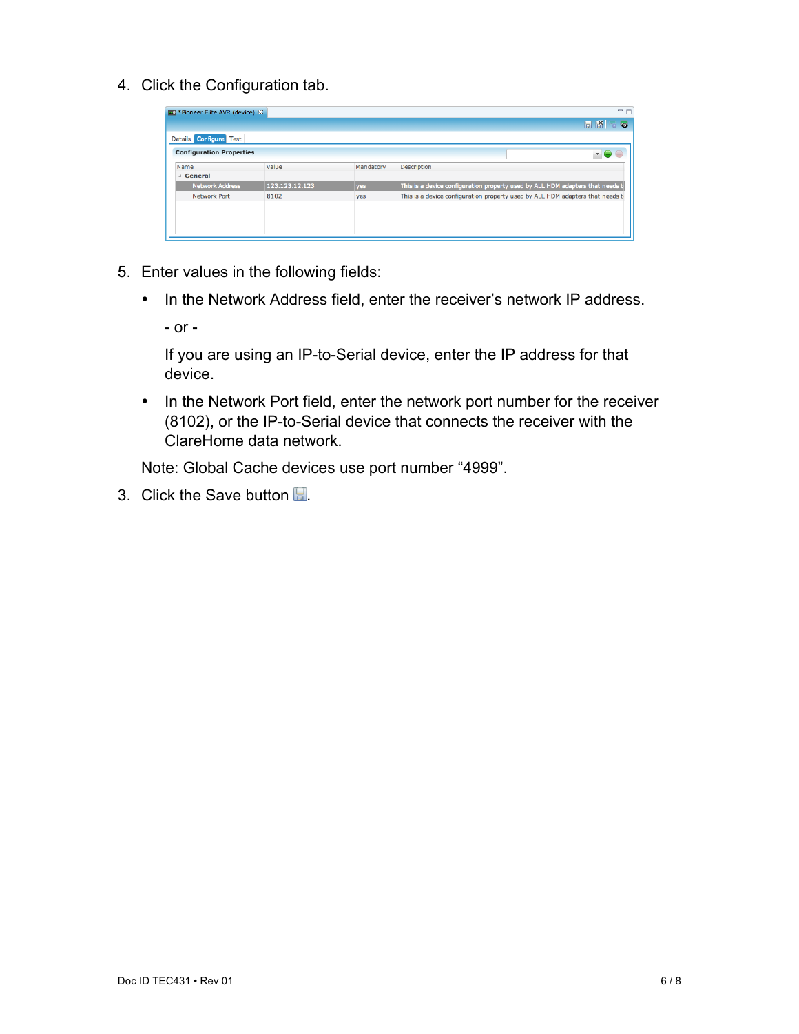4. Click the Configuration tab.

5. Enter values in the following fields:

   - In the Network Address field, enter the receiver's network IP address.

     \- or -

     If you are using an IP-to-Serial device, enter the IP address for that device.

   - In the Network Port field, enter the network port number for the receiver (8102), or the IP-to-Serial device that connects the receiver with the ClareHome data network.

   Note: Global Cache devices use port number "4999".

3. Click the Save button.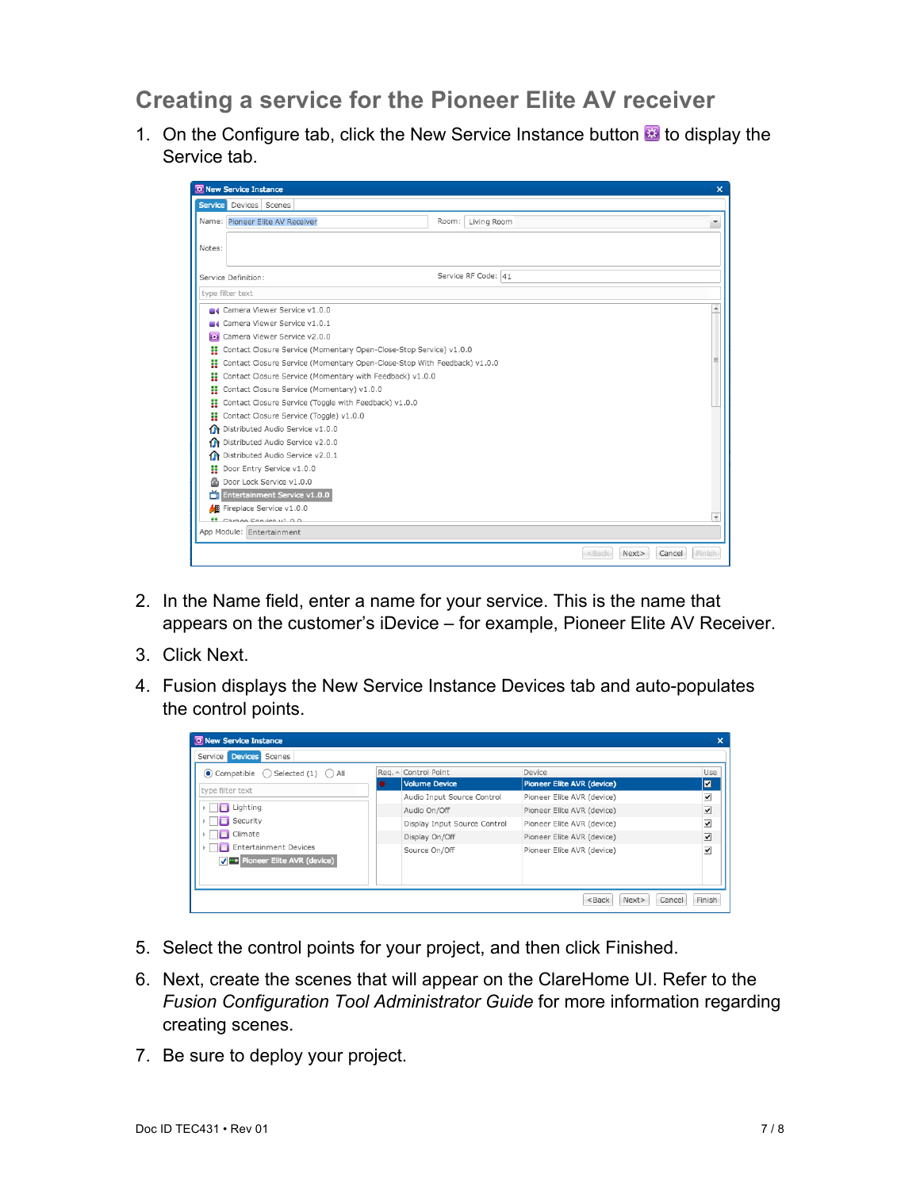## Creating a service for the Pioneer Elite AV receiver

1. On the Configure tab, click the New Service Instance button to display the Service tab.

2. In the Name field, enter a name for your service. This is the name that appears on the customer's iDevice – for example, Pioneer Elite AV Receiver.
3. Click Next.
4. Fusion displays the New Service Instance Devices tab and auto-populates the control points.

5. Select the control points for your project, and then click Finished.
6. Next, create the scenes that will appear on the ClareHome UI. Refer to the *Fusion Configuration Tool Administrator Guide* for more information regarding creating scenes.
7. Be sure to deploy your project.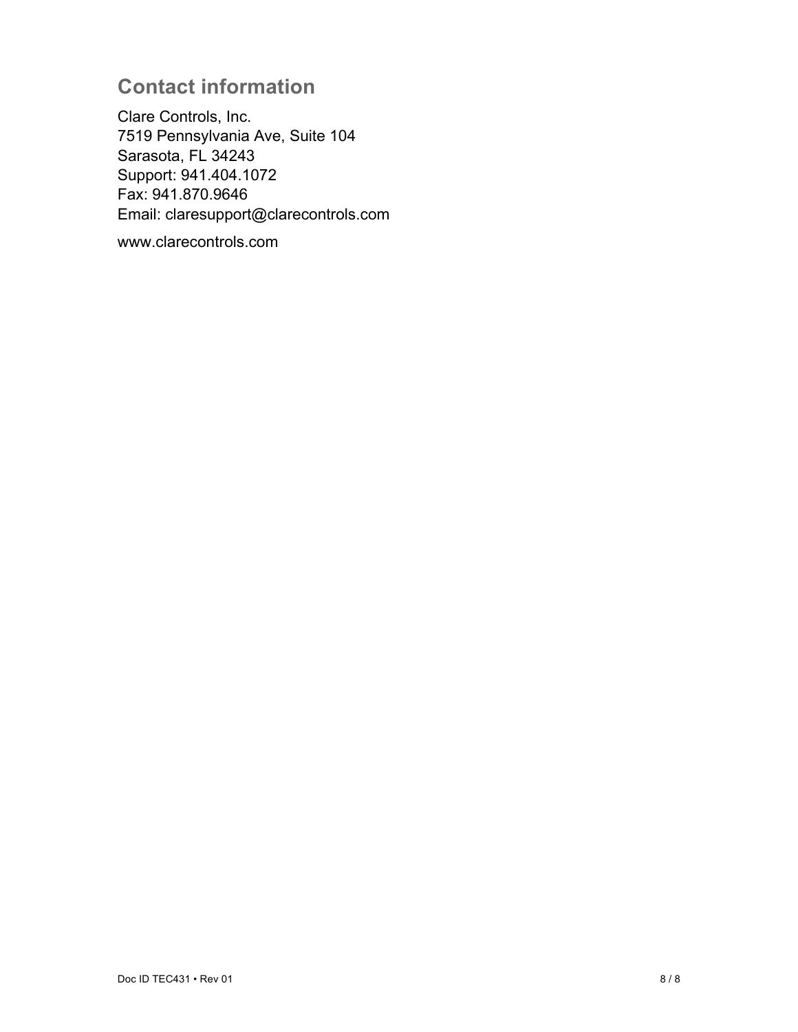## Contact information

Clare Controls, Inc.
7519 Pennsylvania Ave, Suite 104
Sarasota, FL 34243
Support: 941.404.1072
Fax: 941.870.9646
Email: claresupport@clarecontrols.com

www.clarecontrols.com